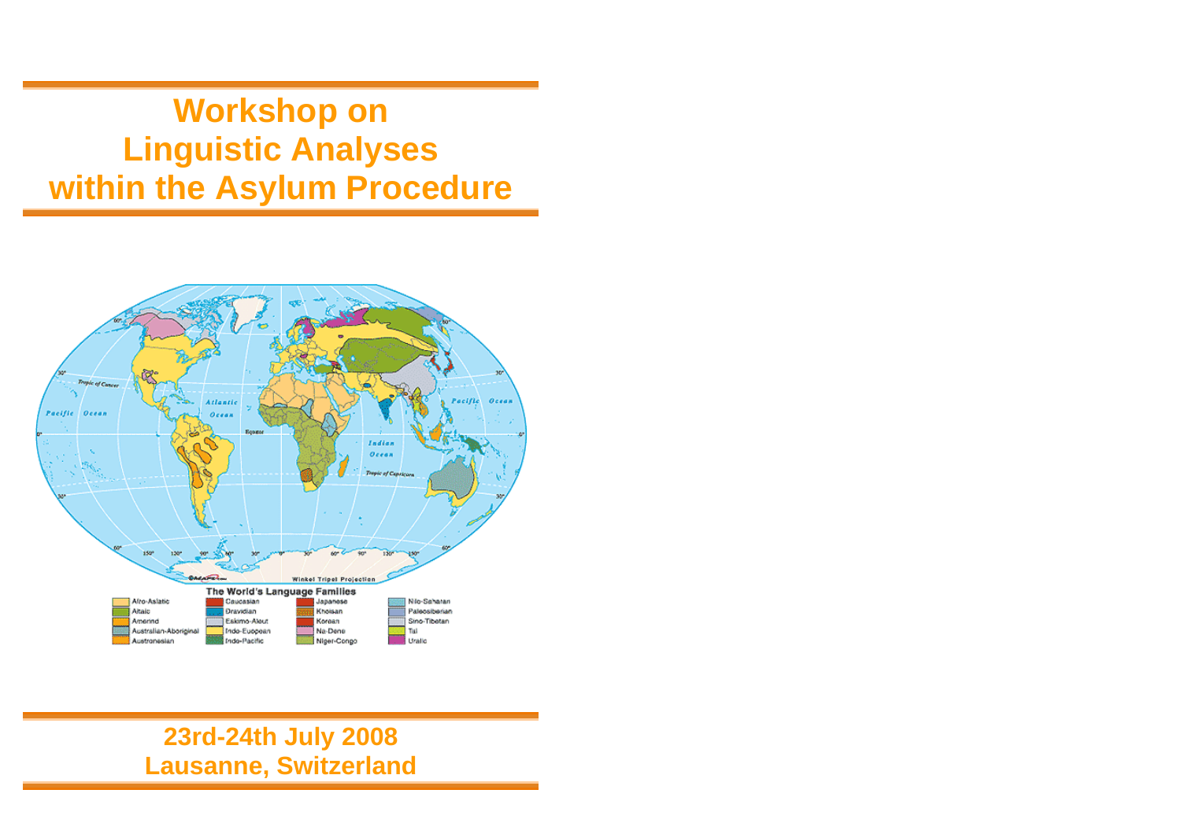# Workshop on Linguistic Analyses within the Asylum Procedure

**23rd-24th July 2008**
**Lausanne, Switzerland**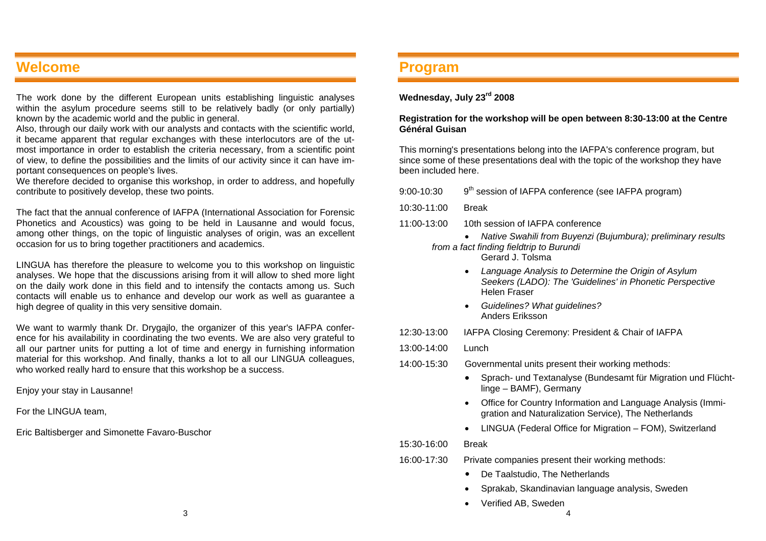## Welcome

The work done by the different European units establishing linguistic analyses within the asylum procedure seems still to be relatively badly (or only partially) known by the academic world and the public in general.
Also, through our daily work with our analysts and contacts with the scientific world, it became apparent that regular exchanges with these interlocutors are of the utmost importance in order to establish the criteria necessary, from a scientific point of view, to define the possibilities and the limits of our activity since it can have important consequences on people's lives.
We therefore decided to organise this workshop, in order to address, and hopefully contribute to positively develop, these two points.

The fact that the annual conference of IAFPA (International Association for Forensic Phonetics and Acoustics) was going to be held in Lausanne and would focus, among other things, on the topic of linguistic analyses of origin, was an excellent occasion for us to bring together practitioners and academics.

LINGUA has therefore the pleasure to welcome you to this workshop on linguistic analyses. We hope that the discussions arising from it will allow to shed more light on the daily work done in this field and to intensify the contacts among us. Such contacts will enable us to enhance and develop our work as well as guarantee a high degree of quality in this very sensitive domain.

We want to warmly thank Dr. Drygajlo, the organizer of this year's IAFPA conference for his availability in coordinating the two events. We are also very grateful to all our partner units for putting a lot of time and energy in furnishing information material for this workshop. And finally, thanks a lot to all our LINGUA colleagues, who worked really hard to ensure that this workshop be a success.

Enjoy your stay in Lausanne!

For the LINGUA team,

Eric Baltisberger and Simonette Favaro-Buschor

## Program

**Wednesday, July 23rd 2008**

**Registration for the workshop will be open between 8:30-13:00 at the Centre Général Guisan**

This morning's presentations belong into the IAFPA's conference program, but since some of these presentations deal with the topic of the workshop they have been included here.

9:00-10:30 9th session of IAFPA conference (see IAFPA program)

10:30-11:00 Break

11:00-13:00 10th session of IAFPA conference

- *Native Swahili from Buyenzi (Bujumbura); preliminary results from a fact finding fieldtrip to Burundi*
  Gerard J. Tolsma
- *Language Analysis to Determine the Origin of Asylum Seekers (LADO): The 'Guidelines' in Phonetic Perspective*
  Helen Fraser
- *Guidelines? What guidelines?*
  Anders Eriksson

12:30-13:00 IAFPA Closing Ceremony: President & Chair of IAFPA

13:00-14:00 Lunch

14:00-15:30 Governmental units present their working methods:

- Sprach- und Textanalyse (Bundesamt für Migration und Flüchtlinge – BAMF), Germany
- Office for Country Information and Language Analysis (Immigration and Naturalization Service), The Netherlands
- LINGUA (Federal Office for Migration – FOM), Switzerland

15:30-16:00 Break

16:00-17:30 Private companies present their working methods:

- De Taalstudio, The Netherlands
- Sprakab, Skandinavian language analysis, Sweden
- Verified AB, Sweden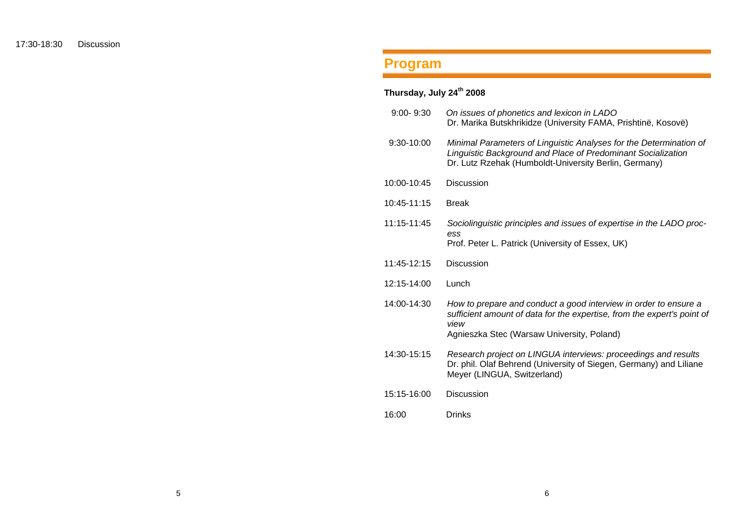| | |
|---|---|
| 17:30-18:30 | Discussion |

# Program

**Thursday, July 24th 2008**

| | |
|---|---|
| 9:00- 9:30 | *On issues of phonetics and lexicon in LADO*<br>Dr. Marika Butskhrikidze (University FAMA, Prishtinë, Kosovë) |
| 9:30-10:00 | *Minimal Parameters of Linguistic Analyses for the Determination of Linguistic Background and Place of Predominant Socialization*<br>Dr. Lutz Rzehak (Humboldt-University Berlin, Germany) |
| 10:00-10:45 | Discussion |
| 10:45-11:15 | Break |
| 11:15-11:45 | *Sociolinguistic principles and issues of expertise in the LADO process*<br>Prof. Peter L. Patrick (University of Essex, UK) |
| 11:45-12:15 | Discussion |
| 12:15-14:00 | Lunch |
| 14:00-14:30 | *How to prepare and conduct a good interview in order to ensure a sufficient amount of data for the expertise, from the expert's point of view*<br>Agnieszka Stec (Warsaw University, Poland) |
| 14:30-15:15 | *Research project on LINGUA interviews: proceedings and results*<br>Dr. phil. Olaf Behrend (University of Siegen, Germany) and Liliane Meyer (LINGUA, Switzerland) |
| 15:15-16:00 | Discussion |
| 16:00 | Drinks |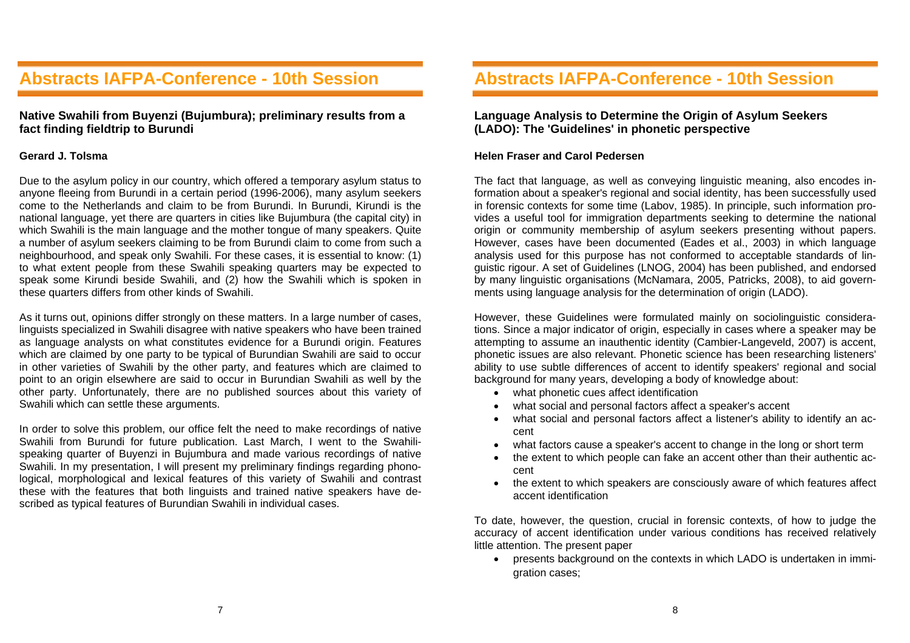## Native Swahili from Buyenzi (Bujumbura); preliminary results from a fact finding fieldtrip to Burundi

**Gerard J. Tolsma**

Due to the asylum policy in our country, which offered a temporary asylum status to anyone fleeing from Burundi in a certain period (1996-2006), many asylum seekers come to the Netherlands and claim to be from Burundi. In Burundi, Kirundi is the national language, yet there are quarters in cities like Bujumbura (the capital city) in which Swahili is the main language and the mother tongue of many speakers. Quite a number of asylum seekers claiming to be from Burundi claim to come from such a neighbourhood, and speak only Swahili. For these cases, it is essential to know: (1) to what extent people from these Swahili speaking quarters may be expected to speak some Kirundi beside Swahili, and (2) how the Swahili which is spoken in these quarters differs from other kinds of Swahili.

As it turns out, opinions differ strongly on these matters. In a large number of cases, linguists specialized in Swahili disagree with native speakers who have been trained as language analysts on what constitutes evidence for a Burundi origin. Features which are claimed by one party to be typical of Burundian Swahili are said to occur in other varieties of Swahili by the other party, and features which are claimed to point to an origin elsewhere are said to occur in Burundian Swahili as well by the other party. Unfortunately, there are no published sources about this variety of Swahili which can settle these arguments.

In order to solve this problem, our office felt the need to make recordings of native Swahili from Burundi for future publication. Last March, I went to the Swahili-speaking quarter of Buyenzi in Bujumbura and made various recordings of native Swahili. In my presentation, I will present my preliminary findings regarding phonological, morphological and lexical features of this variety of Swahili and contrast these with the features that both linguists and trained native speakers have described as typical features of Burundian Swahili in individual cases.

## Language Analysis to Determine the Origin of Asylum Seekers (LADO): The 'Guidelines' in phonetic perspective

**Helen Fraser and Carol Pedersen**

The fact that language, as well as conveying linguistic meaning, also encodes information about a speaker's regional and social identity, has been successfully used in forensic contexts for some time (Labov, 1985). In principle, such information provides a useful tool for immigration departments seeking to determine the national origin or community membership of asylum seekers presenting without papers. However, cases have been documented (Eades et al., 2003) in which language analysis used for this purpose has not conformed to acceptable standards of linguistic rigour. A set of Guidelines (LNOG, 2004) has been published, and endorsed by many linguistic organisations (McNamara, 2005, Patricks, 2008), to aid governments using language analysis for the determination of origin (LADO).

However, these Guidelines were formulated mainly on sociolinguistic considerations. Since a major indicator of origin, especially in cases where a speaker may be attempting to assume an inauthentic identity (Cambier-Langeveld, 2007) is accent, phonetic issues are also relevant. Phonetic science has been researching listeners' ability to use subtle differences of accent to identify speakers' regional and social background for many years, developing a body of knowledge about:

- what phonetic cues affect identification
- what social and personal factors affect a speaker's accent
- what social and personal factors affect a listener's ability to identify an accent
- what factors cause a speaker's accent to change in the long or short term
- the extent to which people can fake an accent other than their authentic accent
- the extent to which speakers are consciously aware of which features affect accent identification

To date, however, the question, crucial in forensic contexts, of how to judge the accuracy of accent identification under various conditions has received relatively little attention. The present paper

- presents background on the contexts in which LADO is undertaken in immigration cases;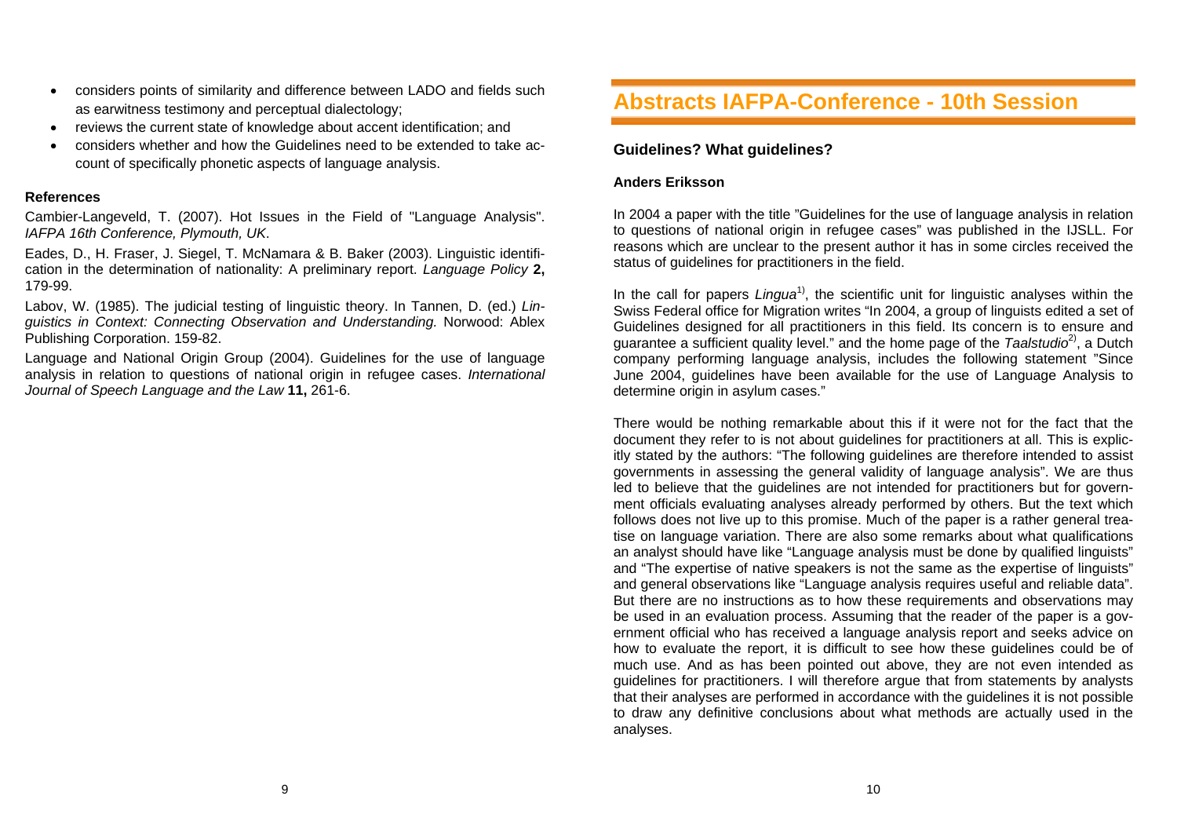- considers points of similarity and difference between LADO and fields such as earwitness testimony and perceptual dialectology;
- reviews the current state of knowledge about accent identification; and
- considers whether and how the Guidelines need to be extended to take account of specifically phonetic aspects of language analysis.

**References**

Cambier-Langeveld, T. (2007). Hot Issues in the Field of "Language Analysis". *IAFPA 16th Conference, Plymouth, UK*.

Eades, D., H. Fraser, J. Siegel, T. McNamara & B. Baker (2003). Linguistic identification in the determination of nationality: A preliminary report. *Language Policy* **2,** 179-99.

Labov, W. (1985). The judicial testing of linguistic theory. In Tannen, D. (ed.) *Linguistics in Context: Connecting Observation and Understanding.* Norwood: Ablex Publishing Corporation. 159-82.

Language and National Origin Group (2004). Guidelines for the use of language analysis in relation to questions of national origin in refugee cases. *International Journal of Speech Language and the Law* **11,** 261-6.

# Abstracts IAFPA-Conference - 10th Session

### Guidelines? What guidelines?

**Anders Eriksson**

In 2004 a paper with the title "Guidelines for the use of language analysis in relation to questions of national origin in refugee cases" was published in the IJSLL. For reasons which are unclear to the present author it has in some circles received the status of guidelines for practitioners in the field.

In the call for papers *Lingua*[1)], the scientific unit for linguistic analyses within the Swiss Federal office for Migration writes "In 2004, a group of linguists edited a set of Guidelines designed for all practitioners in this field. Its concern is to ensure and guarantee a sufficient quality level." and the home page of the *Taalstudio*[2)], a Dutch company performing language analysis, includes the following statement "Since June 2004, guidelines have been available for the use of Language Analysis to determine origin in asylum cases."

There would be nothing remarkable about this if it were not for the fact that the document they refer to is not about guidelines for practitioners at all. This is explicitly stated by the authors: "The following guidelines are therefore intended to assist governments in assessing the general validity of language analysis". We are thus led to believe that the guidelines are not intended for practitioners but for government officials evaluating analyses already performed by others. But the text which follows does not live up to this promise. Much of the paper is a rather general treatise on language variation. There are also some remarks about what qualifications an analyst should have like "Language analysis must be done by qualified linguists" and "The expertise of native speakers is not the same as the expertise of linguists" and general observations like "Language analysis requires useful and reliable data". But there are no instructions as to how these requirements and observations may be used in an evaluation process. Assuming that the reader of the paper is a government official who has received a language analysis report and seeks advice on how to evaluate the report, it is difficult to see how these guidelines could be of much use. And as has been pointed out above, they are not even intended as guidelines for practitioners. I will therefore argue that from statements by analysts that their analyses are performed in accordance with the guidelines it is not possible to draw any definitive conclusions about what methods are actually used in the analyses.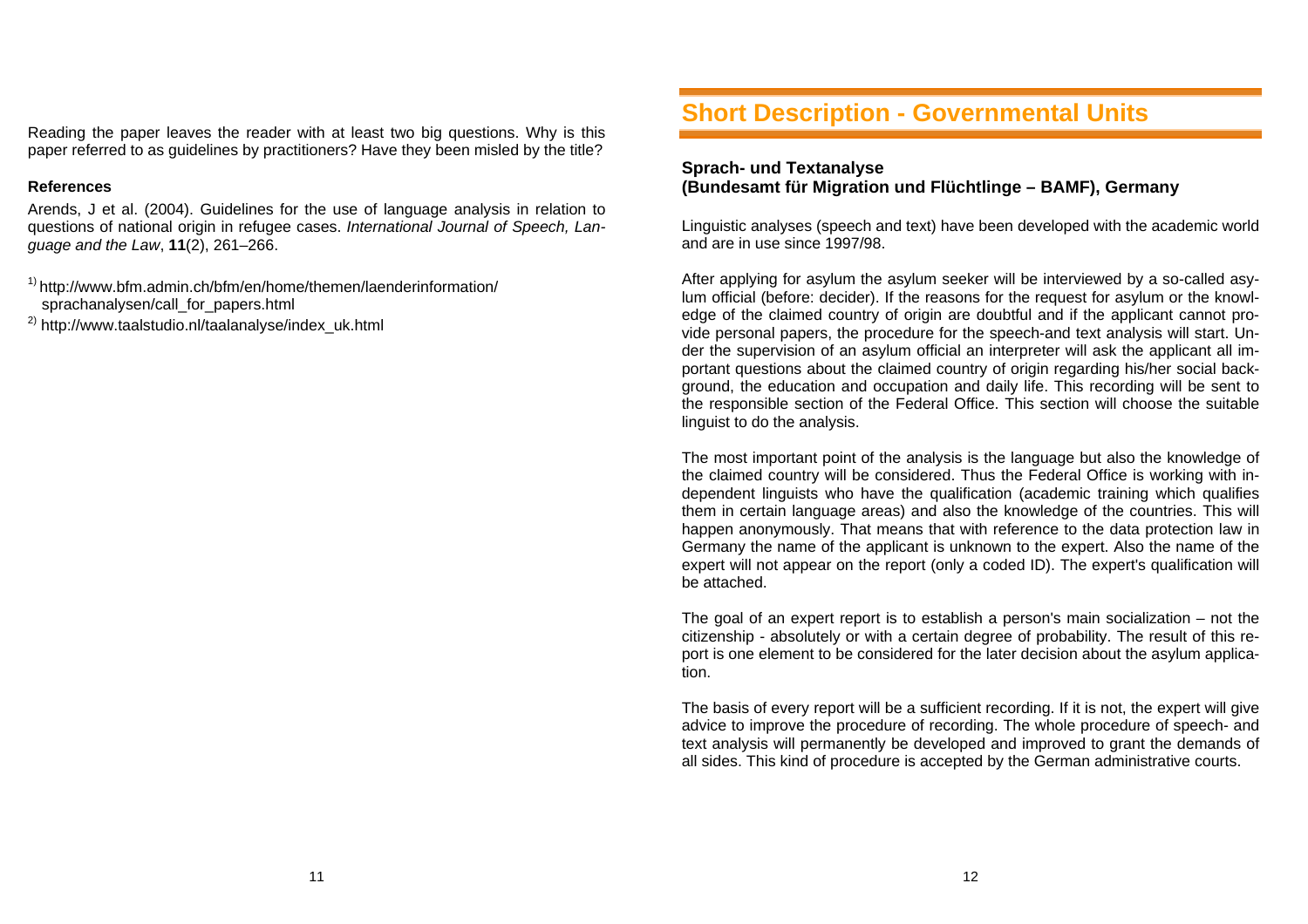Reading the paper leaves the reader with at least two big questions. Why is this paper referred to as guidelines by practitioners? Have they been misled by the title?

**References**

Arends, J et al. (2004). Guidelines for the use of language analysis in relation to questions of national origin in refugee cases. *International Journal of Speech, Language and the Law*, **11**(2), 261–266.

[1] http://www.bfm.admin.ch/bfm/en/home/themen/laenderinformation/sprachanalysen/call_for_papers.html

[2] http://www.taalstudio.nl/taalanalyse/index_uk.html

## Short Description - Governmental Units

### Sprach- und Textanalyse (Bundesamt für Migration und Flüchtlinge – BAMF), Germany

Linguistic analyses (speech and text) have been developed with the academic world and are in use since 1997/98.

After applying for asylum the asylum seeker will be interviewed by a so-called asylum official (before: decider). If the reasons for the request for asylum or the knowledge of the claimed country of origin are doubtful and if the applicant cannot provide personal papers, the procedure for the speech-and text analysis will start. Under the supervision of an asylum official an interpreter will ask the applicant all important questions about the claimed country of origin regarding his/her social background, the education and occupation and daily life. This recording will be sent to the responsible section of the Federal Office. This section will choose the suitable linguist to do the analysis.

The most important point of the analysis is the language but also the knowledge of the claimed country will be considered. Thus the Federal Office is working with independent linguists who have the qualification (academic training which qualifies them in certain language areas) and also the knowledge of the countries. This will happen anonymously. That means that with reference to the data protection law in Germany the name of the applicant is unknown to the expert. Also the name of the expert will not appear on the report (only a coded ID). The expert's qualification will be attached.

The goal of an expert report is to establish a person's main socialization – not the citizenship - absolutely or with a certain degree of probability. The result of this report is one element to be considered for the later decision about the asylum application.

The basis of every report will be a sufficient recording. If it is not, the expert will give advice to improve the procedure of recording. The whole procedure of speech- and text analysis will permanently be developed and improved to grant the demands of all sides. This kind of procedure is accepted by the German administrative courts.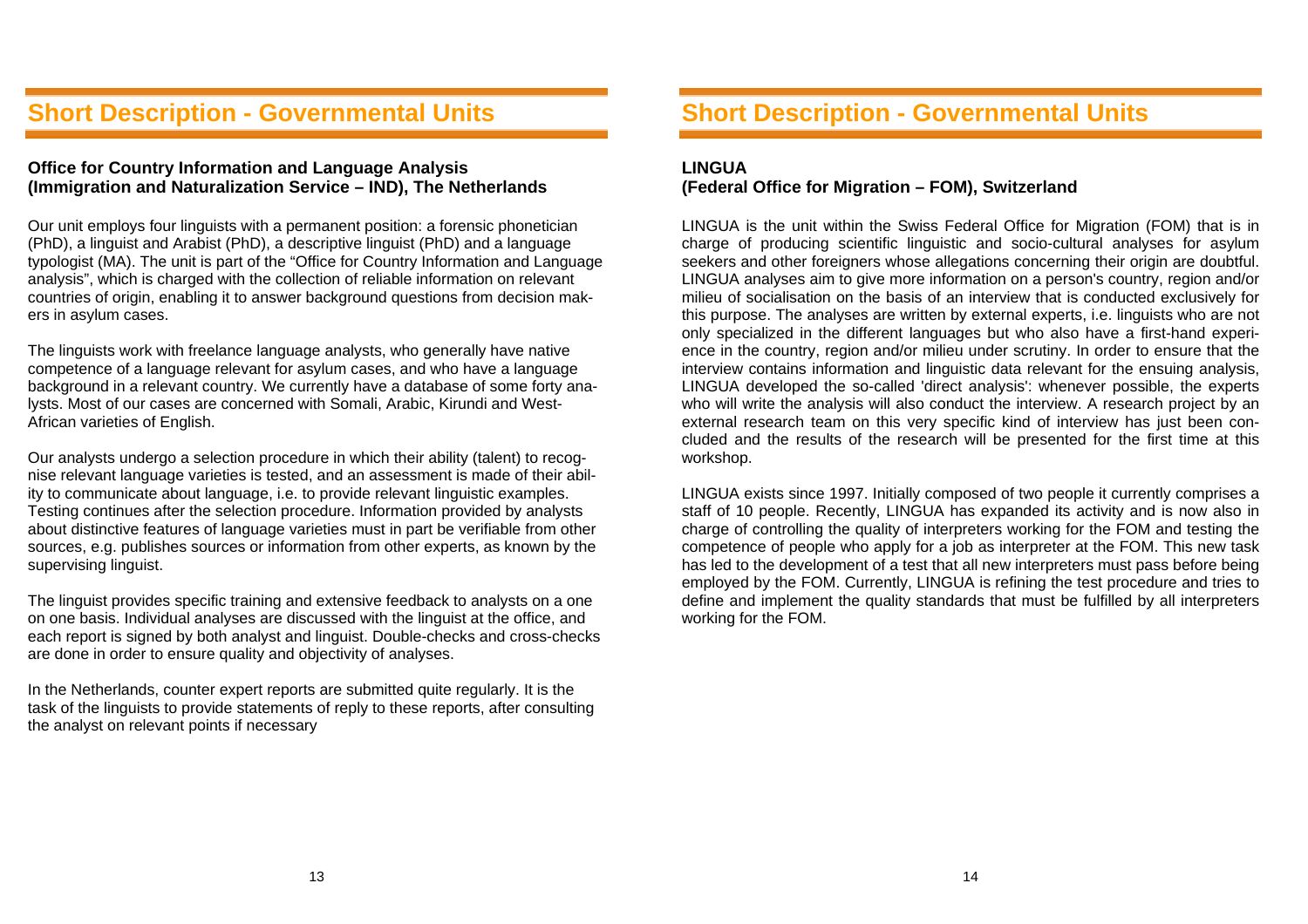## Short Description - Governmental Units

### Office for Country Information and Language Analysis (Immigration and Naturalization Service – IND), The Netherlands

Our unit employs four linguists with a permanent position: a forensic phonetician (PhD), a linguist and Arabist (PhD), a descriptive linguist (PhD) and a language typologist (MA). The unit is part of the "Office for Country Information and Language analysis", which is charged with the collection of reliable information on relevant countries of origin, enabling it to answer background questions from decision makers in asylum cases.

The linguists work with freelance language analysts, who generally have native competence of a language relevant for asylum cases, and who have a language background in a relevant country. We currently have a database of some forty analysts. Most of our cases are concerned with Somali, Arabic, Kirundi and West-African varieties of English.

Our analysts undergo a selection procedure in which their ability (talent) to recognise relevant language varieties is tested, and an assessment is made of their ability to communicate about language, i.e. to provide relevant linguistic examples. Testing continues after the selection procedure. Information provided by analysts about distinctive features of language varieties must in part be verifiable from other sources, e.g. publishes sources or information from other experts, as known by the supervising linguist.

The linguist provides specific training and extensive feedback to analysts on a one on one basis. Individual analyses are discussed with the linguist at the office, and each report is signed by both analyst and linguist. Double-checks and cross-checks are done in order to ensure quality and objectivity of analyses.

In the Netherlands, counter expert reports are submitted quite regularly. It is the task of the linguists to provide statements of reply to these reports, after consulting the analyst on relevant points if necessary

## Short Description - Governmental Units

### LINGUA (Federal Office for Migration – FOM), Switzerland

LINGUA is the unit within the Swiss Federal Office for Migration (FOM) that is in charge of producing scientific linguistic and socio-cultural analyses for asylum seekers and other foreigners whose allegations concerning their origin are doubtful. LINGUA analyses aim to give more information on a person's country, region and/or milieu of socialisation on the basis of an interview that is conducted exclusively for this purpose. The analyses are written by external experts, i.e. linguists who are not only specialized in the different languages but who also have a first-hand experience in the country, region and/or milieu under scrutiny. In order to ensure that the interview contains information and linguistic data relevant for the ensuing analysis, LINGUA developed the so-called 'direct analysis': whenever possible, the experts who will write the analysis will also conduct the interview. A research project by an external research team on this very specific kind of interview has just been concluded and the results of the research will be presented for the first time at this workshop.

LINGUA exists since 1997. Initially composed of two people it currently comprises a staff of 10 people. Recently, LINGUA has expanded its activity and is now also in charge of controlling the quality of interpreters working for the FOM and testing the competence of people who apply for a job as interpreter at the FOM. This new task has led to the development of a test that all new interpreters must pass before being employed by the FOM. Currently, LINGUA is refining the test procedure and tries to define and implement the quality standards that must be fulfilled by all interpreters working for the FOM.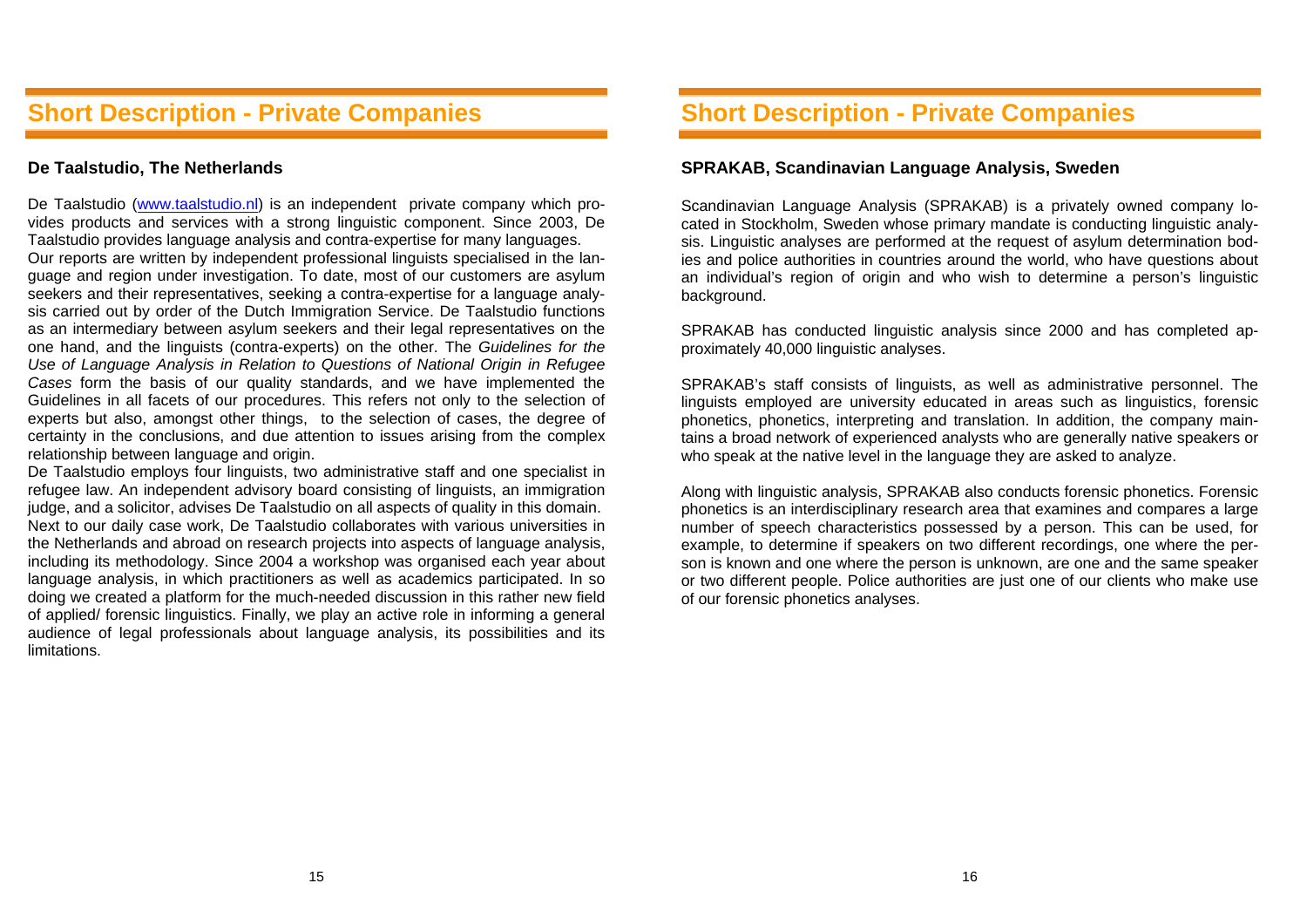## Short Description - Private Companies

### De Taalstudio, The Netherlands

De Taalstudio (www.taalstudio.nl) is an independent private company which provides products and services with a strong linguistic component. Since 2003, De Taalstudio provides language analysis and contra-expertise for many languages.

Our reports are written by independent professional linguists specialised in the language and region under investigation. To date, most of our customers are asylum seekers and their representatives, seeking a contra-expertise for a language analysis carried out by order of the Dutch Immigration Service. De Taalstudio functions as an intermediary between asylum seekers and their legal representatives on the one hand, and the linguists (contra-experts) on the other. The *Guidelines for the Use of Language Analysis in Relation to Questions of National Origin in Refugee Cases* form the basis of our quality standards, and we have implemented the Guidelines in all facets of our procedures. This refers not only to the selection of experts but also, amongst other things, to the selection of cases, the degree of certainty in the conclusions, and due attention to issues arising from the complex relationship between language and origin.

De Taalstudio employs four linguists, two administrative staff and one specialist in refugee law. An independent advisory board consisting of linguists, an immigration judge, and a solicitor, advises De Taalstudio on all aspects of quality in this domain.

Next to our daily case work, De Taalstudio collaborates with various universities in the Netherlands and abroad on research projects into aspects of language analysis, including its methodology. Since 2004 a workshop was organised each year about language analysis, in which practitioners as well as academics participated. In so doing we created a platform for the much-needed discussion in this rather new field of applied/ forensic linguistics. Finally, we play an active role in informing a general audience of legal professionals about language analysis, its possibilities and its limitations.

## Short Description - Private Companies

### SPRAKAB, Scandinavian Language Analysis, Sweden

Scandinavian Language Analysis (SPRAKAB) is a privately owned company located in Stockholm, Sweden whose primary mandate is conducting linguistic analysis. Linguistic analyses are performed at the request of asylum determination bodies and police authorities in countries around the world, who have questions about an individual's region of origin and who wish to determine a person's linguistic background.

SPRAKAB has conducted linguistic analysis since 2000 and has completed approximately 40,000 linguistic analyses.

SPRAKAB's staff consists of linguists, as well as administrative personnel. The linguists employed are university educated in areas such as linguistics, forensic phonetics, phonetics, interpreting and translation. In addition, the company maintains a broad network of experienced analysts who are generally native speakers or who speak at the native level in the language they are asked to analyze.

Along with linguistic analysis, SPRAKAB also conducts forensic phonetics. Forensic phonetics is an interdisciplinary research area that examines and compares a large number of speech characteristics possessed by a person. This can be used, for example, to determine if speakers on two different recordings, one where the person is known and one where the person is unknown, are one and the same speaker or two different people. Police authorities are just one of our clients who make use of our forensic phonetics analyses.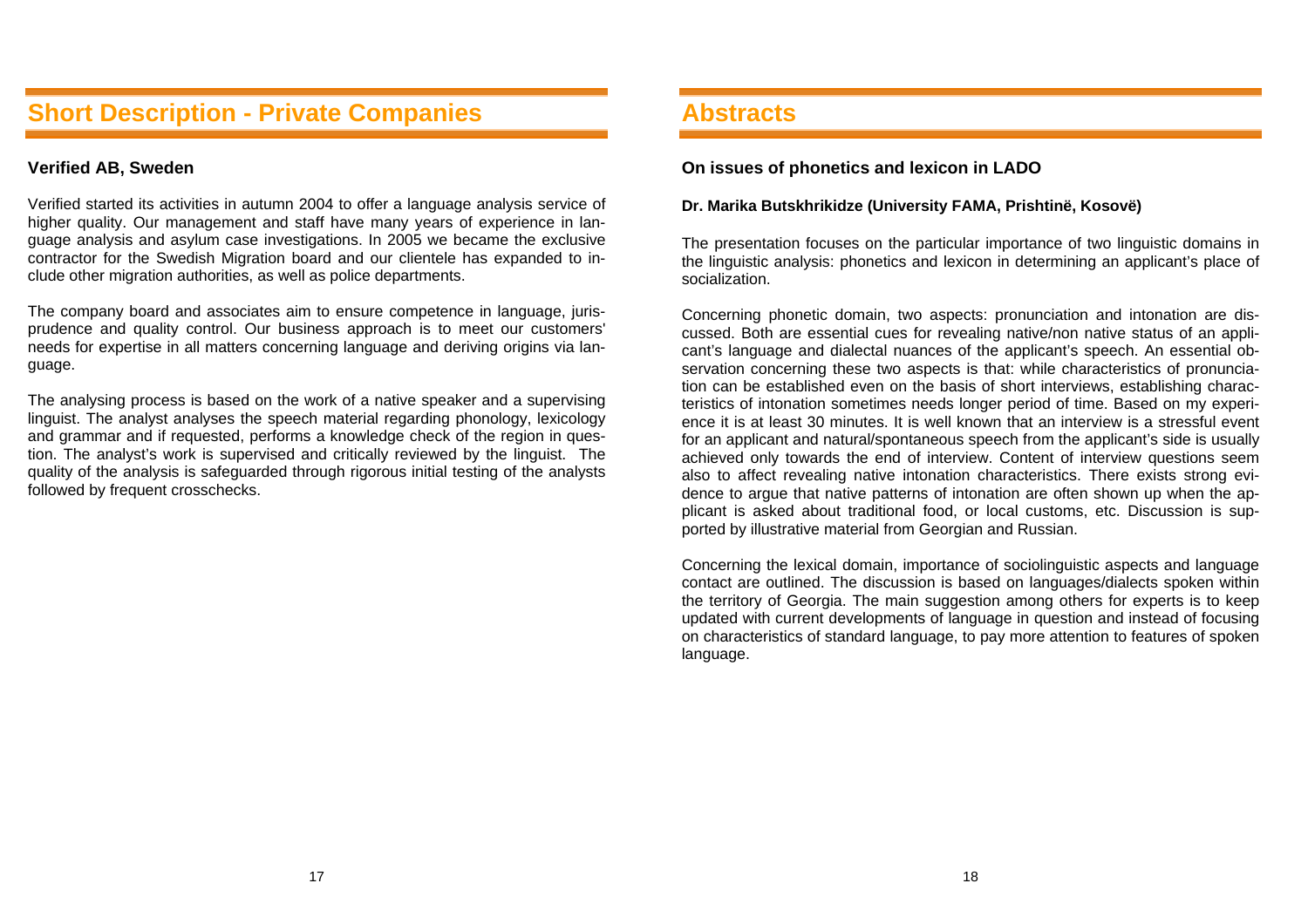## Short Description - Private Companies

**Verified AB, Sweden**

Verified started its activities in autumn 2004 to offer a language analysis service of higher quality. Our management and staff have many years of experience in language analysis and asylum case investigations. In 2005 we became the exclusive contractor for the Swedish Migration board and our clientele has expanded to include other migration authorities, as well as police departments.

The company board and associates aim to ensure competence in language, jurisprudence and quality control. Our business approach is to meet our customers' needs for expertise in all matters concerning language and deriving origins via language.

The analysing process is based on the work of a native speaker and a supervising linguist. The analyst analyses the speech material regarding phonology, lexicology and grammar and if requested, performs a knowledge check of the region in question. The analyst's work is supervised and critically reviewed by the linguist. The quality of the analysis is safeguarded through rigorous initial testing of the analysts followed by frequent crosschecks.

## Abstracts

**On issues of phonetics and lexicon in LADO**

**Dr. Marika Butskhrikidze (University FAMA, Prishtinë, Kosovë)**

The presentation focuses on the particular importance of two linguistic domains in the linguistic analysis: phonetics and lexicon in determining an applicant's place of socialization.

Concerning phonetic domain, two aspects: pronunciation and intonation are discussed. Both are essential cues for revealing native/non native status of an applicant's language and dialectal nuances of the applicant's speech. An essential observation concerning these two aspects is that: while characteristics of pronunciation can be established even on the basis of short interviews, establishing characteristics of intonation sometimes needs longer period of time. Based on my experience it is at least 30 minutes. It is well known that an interview is a stressful event for an applicant and natural/spontaneous speech from the applicant's side is usually achieved only towards the end of interview. Content of interview questions seem also to affect revealing native intonation characteristics. There exists strong evidence to argue that native patterns of intonation are often shown up when the applicant is asked about traditional food, or local customs, etc. Discussion is supported by illustrative material from Georgian and Russian.

Concerning the lexical domain, importance of sociolinguistic aspects and language contact are outlined. The discussion is based on languages/dialects spoken within the territory of Georgia. The main suggestion among others for experts is to keep updated with current developments of language in question and instead of focusing on characteristics of standard language, to pay more attention to features of spoken language.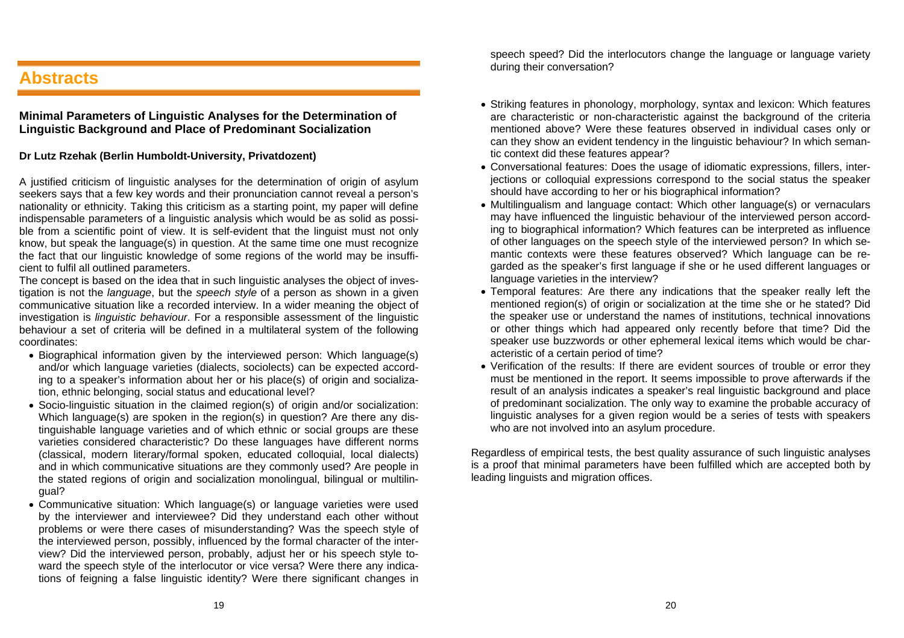# Abstracts

### Minimal Parameters of Linguistic Analyses for the Determination of Linguistic Background and Place of Predominant Socialization

**Dr Lutz Rzehak (Berlin Humboldt-University, Privatdozent)**

A justified criticism of linguistic analyses for the determination of origin of asylum seekers says that a few key words and their pronunciation cannot reveal a person's nationality or ethnicity. Taking this criticism as a starting point, my paper will define indispensable parameters of a linguistic analysis which would be as solid as possible from a scientific point of view. It is self-evident that the linguist must not only know, but speak the language(s) in question. At the same time one must recognize the fact that our linguistic knowledge of some regions of the world may be insufficient to fulfil all outlined parameters.

The concept is based on the idea that in such linguistic analyses the object of investigation is not the *language*, but the *speech style* of a person as shown in a given communicative situation like a recorded interview. In a wider meaning the object of investigation is *linguistic behaviour*. For a responsible assessment of the linguistic behaviour a set of criteria will be defined in a multilateral system of the following coordinates:

- Biographical information given by the interviewed person: Which language(s) and/or which language varieties (dialects, sociolects) can be expected according to a speaker's information about her or his place(s) of origin and socialization, ethnic belonging, social status and educational level?
- Socio-linguistic situation in the claimed region(s) of origin and/or socialization: Which language(s) are spoken in the region(s) in question? Are there any distinguishable language varieties and of which ethnic or social groups are these varieties considered characteristic? Do these languages have different norms (classical, modern literary/formal spoken, educated colloquial, local dialects) and in which communicative situations are they commonly used? Are people in the stated regions of origin and socialization monolingual, bilingual or multilingual?
- Communicative situation: Which language(s) or language varieties were used by the interviewer and interviewee? Did they understand each other without problems or were there cases of misunderstanding? Was the speech style of the interviewed person, possibly, influenced by the formal character of the interview? Did the interviewed person, probably, adjust her or his speech style toward the speech style of the interlocutor or vice versa? Were there any indications of feigning a false linguistic identity? Were there significant changes in speech speed? Did the interlocutors change the language or language variety during their conversation?
- Striking features in phonology, morphology, syntax and lexicon: Which features are characteristic or non-characteristic against the background of the criteria mentioned above? Were these features observed in individual cases only or can they show an evident tendency in the linguistic behaviour? In which semantic context did these features appear?
- Conversational features: Does the usage of idiomatic expressions, fillers, interjections or colloquial expressions correspond to the social status the speaker should have according to her or his biographical information?
- Multilingualism and language contact: Which other language(s) or vernaculars may have influenced the linguistic behaviour of the interviewed person according to biographical information? Which features can be interpreted as influence of other languages on the speech style of the interviewed person? In which semantic contexts were these features observed? Which language can be regarded as the speaker's first language if she or he used different languages or language varieties in the interview?
- Temporal features: Are there any indications that the speaker really left the mentioned region(s) of origin or socialization at the time she or he stated? Did the speaker use or understand the names of institutions, technical innovations or other things which had appeared only recently before that time? Did the speaker use buzzwords or other ephemeral lexical items which would be characteristic of a certain period of time?
- Verification of the results: If there are evident sources of trouble or error they must be mentioned in the report. It seems impossible to prove afterwards if the result of an analysis indicates a speaker's real linguistic background and place of predominant socialization. The only way to examine the probable accuracy of linguistic analyses for a given region would be a series of tests with speakers who are not involved into an asylum procedure.

Regardless of empirical tests, the best quality assurance of such linguistic analyses is a proof that minimal parameters have been fulfilled which are accepted both by leading linguists and migration offices.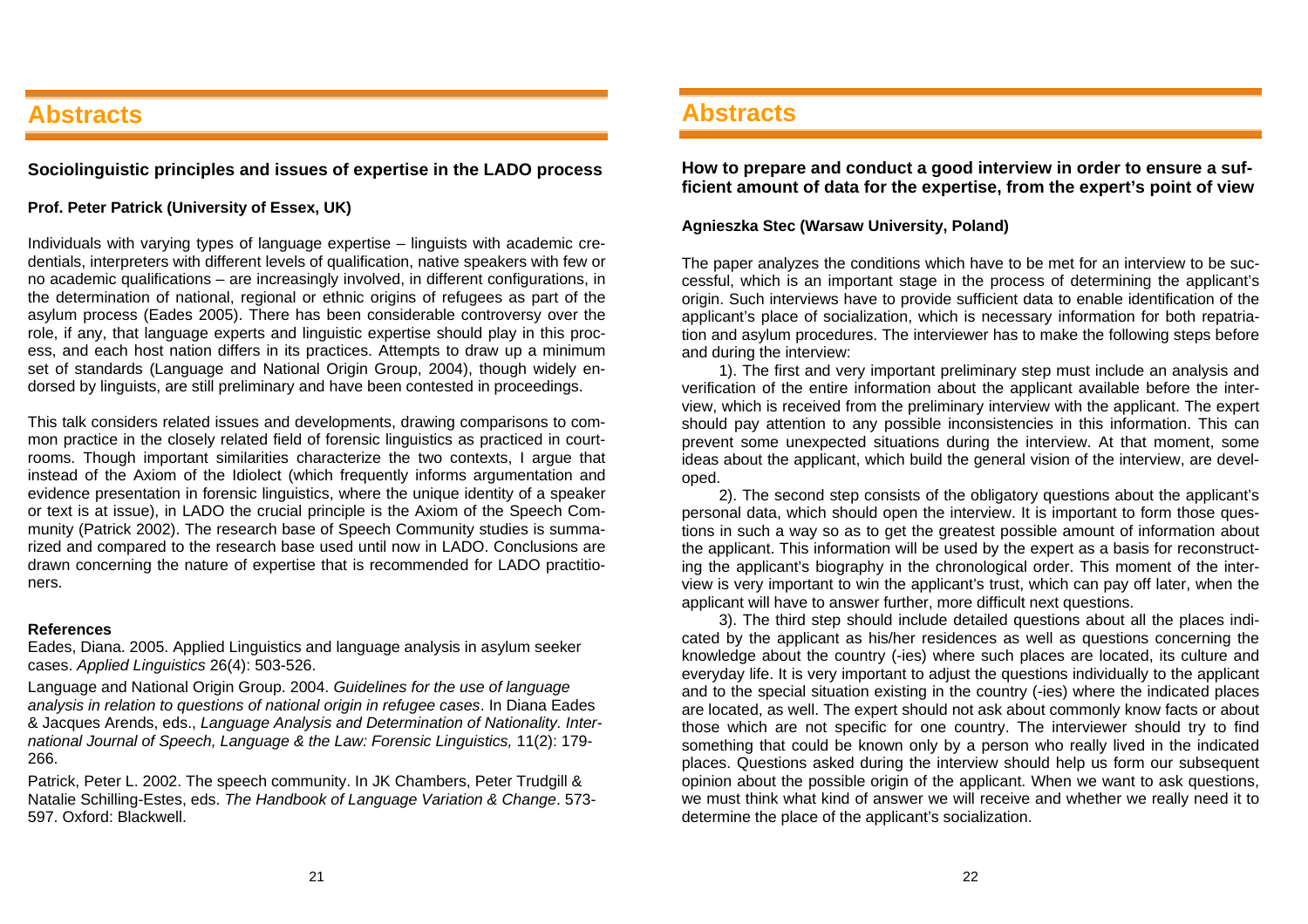# Abstracts

## Sociolinguistic principles and issues of expertise in the LADO process

**Prof. Peter Patrick (University of Essex, UK)**

Individuals with varying types of language expertise – linguists with academic credentials, interpreters with different levels of qualification, native speakers with few or no academic qualifications – are increasingly involved, in different configurations, in the determination of national, regional or ethnic origins of refugees as part of the asylum process (Eades 2005). There has been considerable controversy over the role, if any, that language experts and linguistic expertise should play in this process, and each host nation differs in its practices. Attempts to draw up a minimum set of standards (Language and National Origin Group, 2004), though widely endorsed by linguists, are still preliminary and have been contested in proceedings.

This talk considers related issues and developments, drawing comparisons to common practice in the closely related field of forensic linguistics as practiced in courtrooms. Though important similarities characterize the two contexts, I argue that instead of the Axiom of the Idiolect (which frequently informs argumentation and evidence presentation in forensic linguistics, where the unique identity of a speaker or text is at issue), in LADO the crucial principle is the Axiom of the Speech Community (Patrick 2002). The research base of Speech Community studies is summarized and compared to the research base used until now in LADO. Conclusions are drawn concerning the nature of expertise that is recommended for LADO practitioners.

**References**

Eades, Diana. 2005. Applied Linguistics and language analysis in asylum seeker cases. *Applied Linguistics* 26(4): 503-526.

Language and National Origin Group. 2004. *Guidelines for the use of language analysis in relation to questions of national origin in refugee cases*. In Diana Eades & Jacques Arends, eds., *Language Analysis and Determination of Nationality. International Journal of Speech, Language & the Law: Forensic Linguistics,* 11(2): 179-266.

Patrick, Peter L. 2002. The speech community. In JK Chambers, Peter Trudgill & Natalie Schilling-Estes, eds. *The Handbook of Language Variation & Change*. 573-597. Oxford: Blackwell.

# Abstracts

## How to prepare and conduct a good interview in order to ensure a sufficient amount of data for the expertise, from the expert's point of view

**Agnieszka Stec (Warsaw University, Poland)**

The paper analyzes the conditions which have to be met for an interview to be successful, which is an important stage in the process of determining the applicant's origin. Such interviews have to provide sufficient data to enable identification of the applicant's place of socialization, which is necessary information for both repatriation and asylum procedures. The interviewer has to make the following steps before and during the interview:

1). The first and very important preliminary step must include an analysis and verification of the entire information about the applicant available before the interview, which is received from the preliminary interview with the applicant. The expert should pay attention to any possible inconsistencies in this information. This can prevent some unexpected situations during the interview. At that moment, some ideas about the applicant, which build the general vision of the interview, are developed.

2). The second step consists of the obligatory questions about the applicant's personal data, which should open the interview. It is important to form those questions in such a way so as to get the greatest possible amount of information about the applicant. This information will be used by the expert as a basis for reconstructing the applicant's biography in the chronological order. This moment of the interview is very important to win the applicant's trust, which can pay off later, when the applicant will have to answer further, more difficult next questions.

3). The third step should include detailed questions about all the places indicated by the applicant as his/her residences as well as questions concerning the knowledge about the country (-ies) where such places are located, its culture and everyday life. It is very important to adjust the questions individually to the applicant and to the special situation existing in the country (-ies) where the indicated places are located, as well. The expert should not ask about commonly know facts or about those which are not specific for one country. The interviewer should try to find something that could be known only by a person who really lived in the indicated places. Questions asked during the interview should help us form our subsequent opinion about the possible origin of the applicant. When we want to ask questions, we must think what kind of answer we will receive and whether we really need it to determine the place of the applicant's socialization.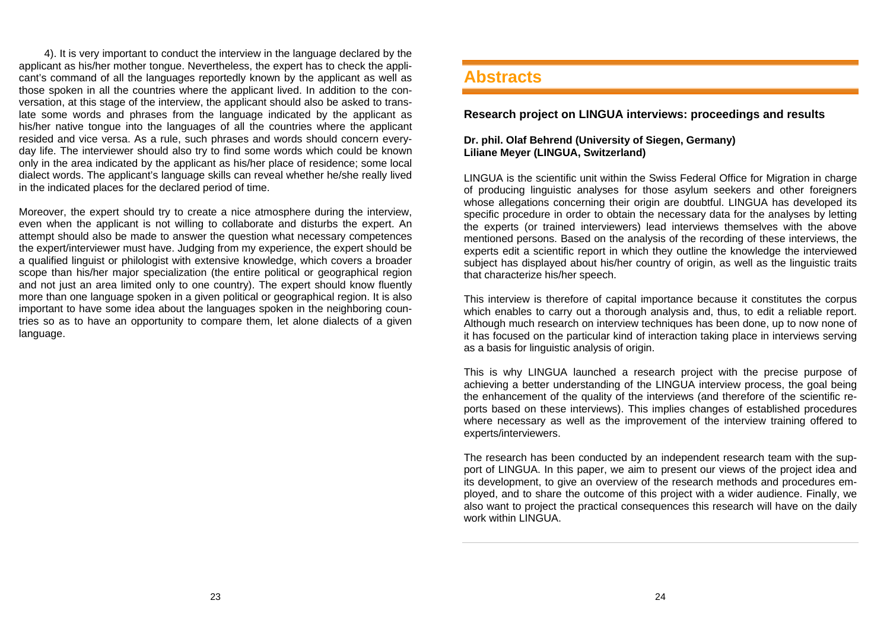4). It is very important to conduct the interview in the language declared by the applicant as his/her mother tongue. Nevertheless, the expert has to check the applicant's command of all the languages reportedly known by the applicant as well as those spoken in all the countries where the applicant lived. In addition to the conversation, at this stage of the interview, the applicant should also be asked to translate some words and phrases from the language indicated by the applicant as his/her native tongue into the languages of all the countries where the applicant resided and vice versa. As a rule, such phrases and words should concern everyday life. The interviewer should also try to find some words which could be known only in the area indicated by the applicant as his/her place of residence; some local dialect words. The applicant's language skills can reveal whether he/she really lived in the indicated places for the declared period of time.

Moreover, the expert should try to create a nice atmosphere during the interview, even when the applicant is not willing to collaborate and disturbs the expert. An attempt should also be made to answer the question what necessary competences the expert/interviewer must have. Judging from my experience, the expert should be a qualified linguist or philologist with extensive knowledge, which covers a broader scope than his/her major specialization (the entire political or geographical region and not just an area limited only to one country). The expert should know fluently more than one language spoken in a given political or geographical region. It is also important to have some idea about the languages spoken in the neighboring countries so as to have an opportunity to compare them, let alone dialects of a given language.

# Abstracts

### Research project on LINGUA interviews: proceedings and results

**Dr. phil. Olaf Behrend (University of Siegen, Germany)**
**Liliane Meyer (LINGUA, Switzerland)**

LINGUA is the scientific unit within the Swiss Federal Office for Migration in charge of producing linguistic analyses for those asylum seekers and other foreigners whose allegations concerning their origin are doubtful. LINGUA has developed its specific procedure in order to obtain the necessary data for the analyses by letting the experts (or trained interviewers) lead interviews themselves with the above mentioned persons. Based on the analysis of the recording of these interviews, the experts edit a scientific report in which they outline the knowledge the interviewed subject has displayed about his/her country of origin, as well as the linguistic traits that characterize his/her speech.

This interview is therefore of capital importance because it constitutes the corpus which enables to carry out a thorough analysis and, thus, to edit a reliable report. Although much research on interview techniques has been done, up to now none of it has focused on the particular kind of interaction taking place in interviews serving as a basis for linguistic analysis of origin.

This is why LINGUA launched a research project with the precise purpose of achieving a better understanding of the LINGUA interview process, the goal being the enhancement of the quality of the interviews (and therefore of the scientific reports based on these interviews). This implies changes of established procedures where necessary as well as the improvement of the interview training offered to experts/interviewers.

The research has been conducted by an independent research team with the support of LINGUA. In this paper, we aim to present our views of the project idea and its development, to give an overview of the research methods and procedures employed, and to share the outcome of this project with a wider audience. Finally, we also want to project the practical consequences this research will have on the daily work within LINGUA.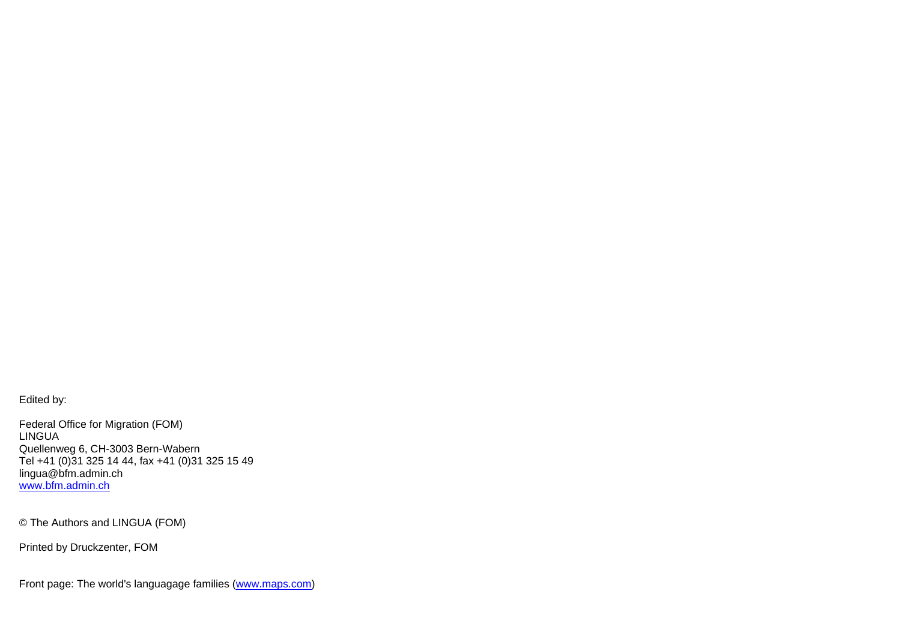Edited by:

Federal Office for Migration (FOM)
LINGUA
Quellenweg 6, CH-3003 Bern-Wabern
Tel +41 (0)31 325 14 44, fax +41 (0)31 325 15 49
lingua@bfm.admin.ch
www.bfm.admin.ch

© The Authors and LINGUA (FOM)

Printed by Druckzenter, FOM

Front page: The world's languagage families (www.maps.com)